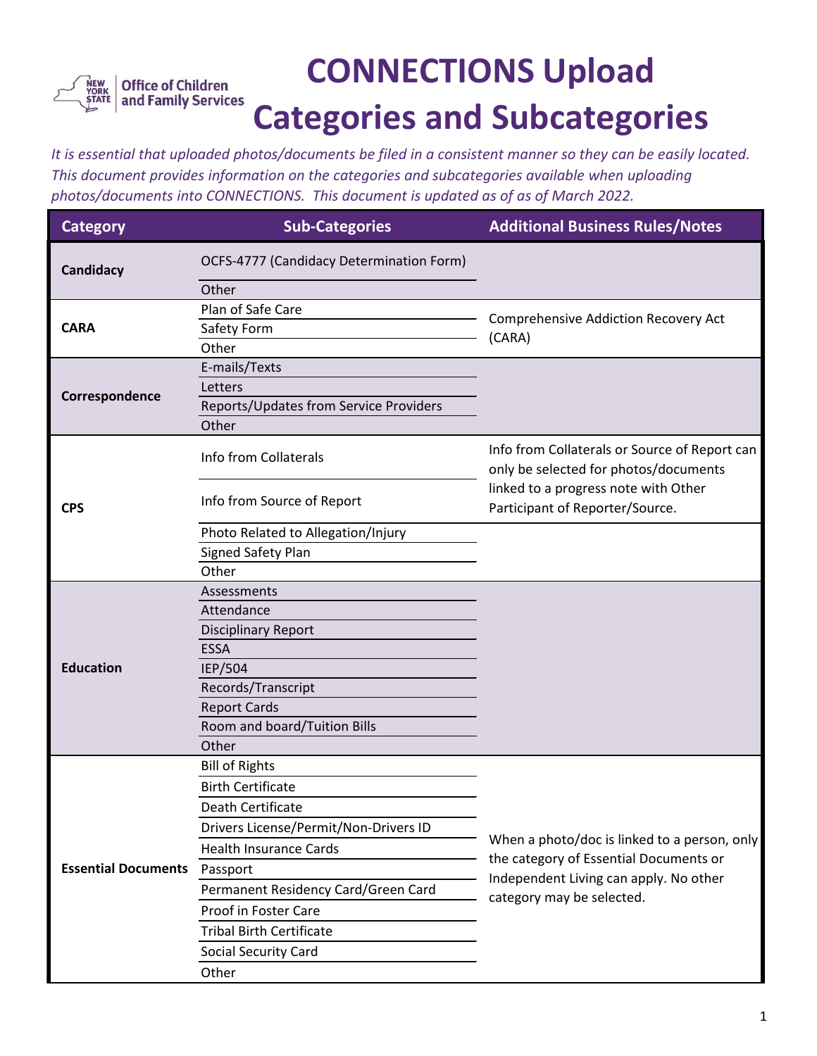# CONNECTIONS Upload Categories and Subcategories

*It is essential that uploaded photos/documents be filed in a consistent manner so they can be easily located. This document provides information on the categories and subcategories available when uploading photos/documents into CONNECTIONS. This document is updated as of as of March 2022.*

| Category | Sub-Categories | Additional Business Rules/Notes |
|---|---|---|
| **Candidacy** | OCFS-4777 (Candidacy Determination Form) | |
| | Other | |
| **CARA** | Plan of Safe Care | Comprehensive Addiction Recovery Act (CARA) |
| | Safety Form | |
| | Other | |
| **Correspondence** | E-mails/Texts | |
| | Letters | |
| | Reports/Updates from Service Providers | |
| | Other | |
| **CPS** | Info from Collaterals | Info from Collaterals or Source of Report can only be selected for photos/documents linked to a progress note with Other Participant of Reporter/Source. |
| | Info from Source of Report | |
| | Photo Related to Allegation/Injury | |
| | Signed Safety Plan | |
| | Other | |
| **Education** | Assessments | |
| | Attendance | |
| | Disciplinary Report | |
| | ESSA | |
| | IEP/504 | |
| | Records/Transcript | |
| | Report Cards | |
| | Room and board/Tuition Bills | |
| | Other | |
| **Essential Documents** | Bill of Rights | When a photo/doc is linked to a person, only the category of Essential Documents or Independent Living can apply. No other category may be selected. |
| | Birth Certificate | |
| | Death Certificate | |
| | Drivers License/Permit/Non-Drivers ID | |
| | Health Insurance Cards | |
| | Passport | |
| | Permanent Residency Card/Green Card | |
| | Proof in Foster Care | |
| | Tribal Birth Certificate | |
| | Social Security Card | |
| | Other | |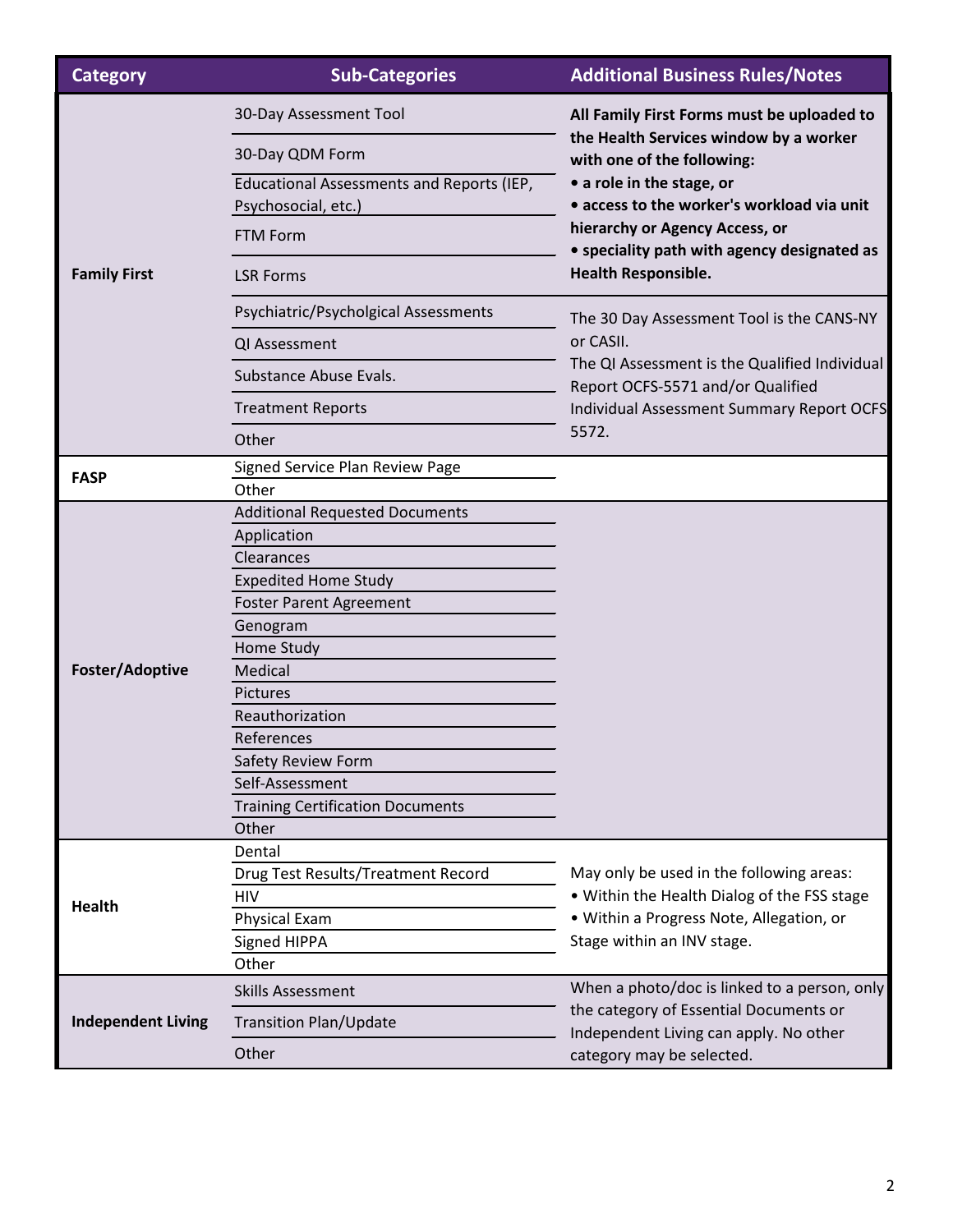| Category | Sub-Categories | Additional Business Rules/Notes |
|---|---|---|
| **Family First** | 30-Day Assessment Tool | **All Family First Forms must be uploaded to the Health Services window by a worker with one of the following:** **• a role in the stage, or** **• access to the worker's workload via unit hierarchy or Agency Access, or** **• speciality path with agency designated as Health Responsible.** |
| | 30-Day QDM Form | |
| | Educational Assessments and Reports (IEP, Psychosocial, etc.) | |
| | FTM Form | |
| | LSR Forms | |
| | Psychiatric/Psycholgical Assessments | The 30 Day Assessment Tool is the CANS-NY or CASII. The QI Assessment is the Qualified Individual Report OCFS-5571 and/or Qualified Individual Assessment Summary Report OCFS 5572. |
| | QI Assessment | |
| | Substance Abuse Evals. | |
| | Treatment Reports | |
| | Other | |
| **FASP** | Signed Service Plan Review Page | |
| | Other | |
| **Foster/Adoptive** | Additional Requested Documents | |
| | Application | |
| | Clearances | |
| | Expedited Home Study | |
| | Foster Parent Agreement | |
| | Genogram | |
| | Home Study | |
| | Medical | |
| | Pictures | |
| | Reauthorization | |
| | References | |
| | Safety Review Form | |
| | Self-Assessment | |
| | Training Certification Documents | |
| | Other | |
| **Health** | Dental | May only be used in the following areas: • Within the Health Dialog of the FSS stage • Within a Progress Note, Allegation, or Stage within an INV stage. |
| | Drug Test Results/Treatment Record | |
| | HIV | |
| | Physical Exam | |
| | Signed HIPPA | |
| | Other | |
| **Independent Living** | Skills Assessment | When a photo/doc is linked to a person, only the category of Essential Documents or Independent Living can apply. No other category may be selected. |
| | Transition Plan/Update | |
| | Other | |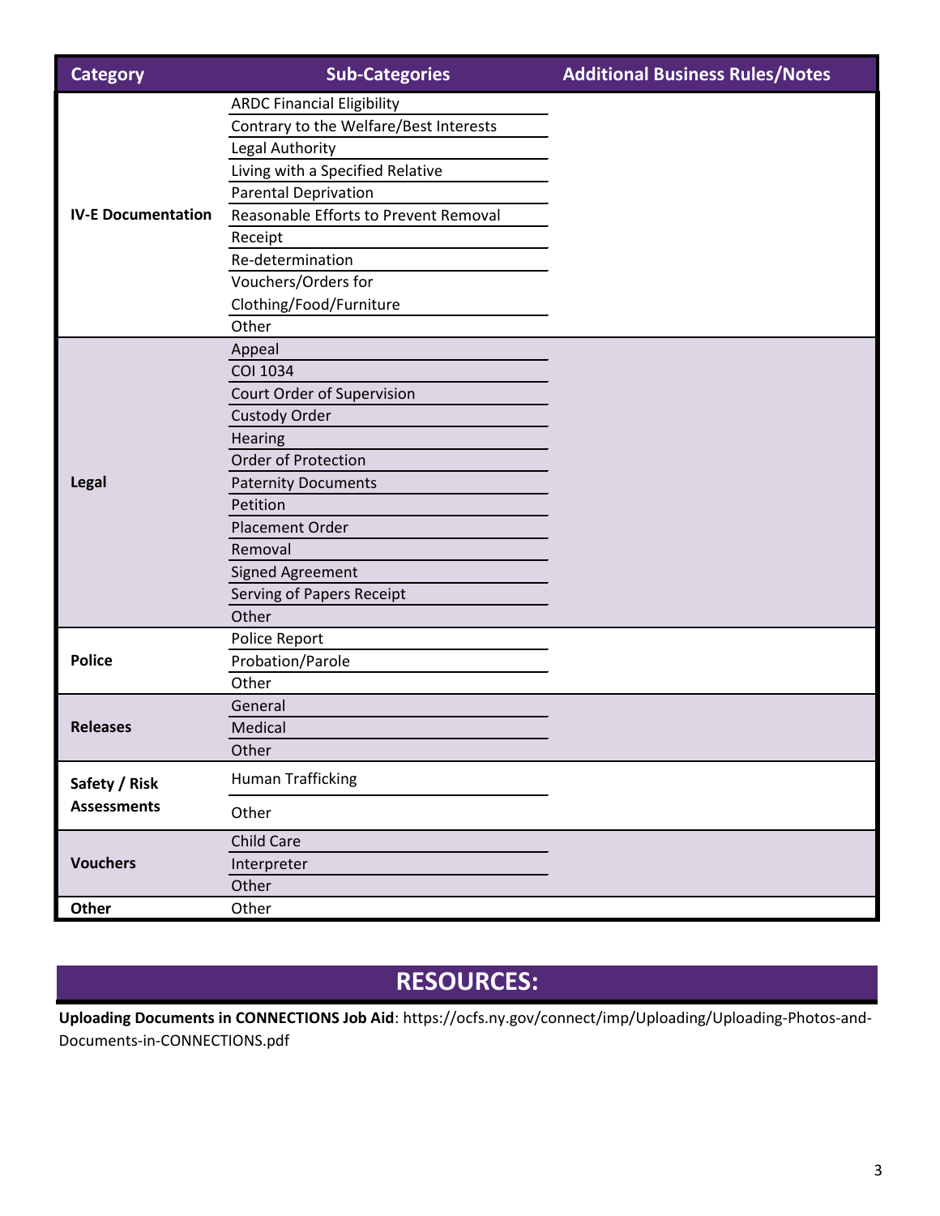| Category | Sub-Categories | Additional Business Rules/Notes |
|---|---|---|
| **IV-E Documentation** | ARDC Financial Eligibility | |
| | Contrary to the Welfare/Best Interests | |
| | Legal Authority | |
| | Living with a Specified Relative | |
| | Parental Deprivation | |
| | Reasonable Efforts to Prevent Removal | |
| | Receipt | |
| | Re-determination | |
| | Vouchers/Orders for Clothing/Food/Furniture | |
| | Other | |
| **Legal** | Appeal | |
| | COI 1034 | |
| | Court Order of Supervision | |
| | Custody Order | |
| | Hearing | |
| | Order of Protection | |
| | Paternity Documents | |
| | Petition | |
| | Placement Order | |
| | Removal | |
| | Signed Agreement | |
| | Serving of Papers Receipt | |
| | Other | |
| **Police** | Police Report | |
| | Probation/Parole | |
| | Other | |
| **Releases** | General | |
| | Medical | |
| | Other | |
| **Safety / Risk Assessments** | Human Trafficking | |
| | Other | |
| **Vouchers** | Child Care | |
| | Interpreter | |
| | Other | |
| **Other** | Other | |

## RESOURCES:

**Uploading Documents in CONNECTIONS Job Aid**: https://ocfs.ny.gov/connect/imp/Uploading/Uploading-Photos-and-Documents-in-CONNECTIONS.pdf